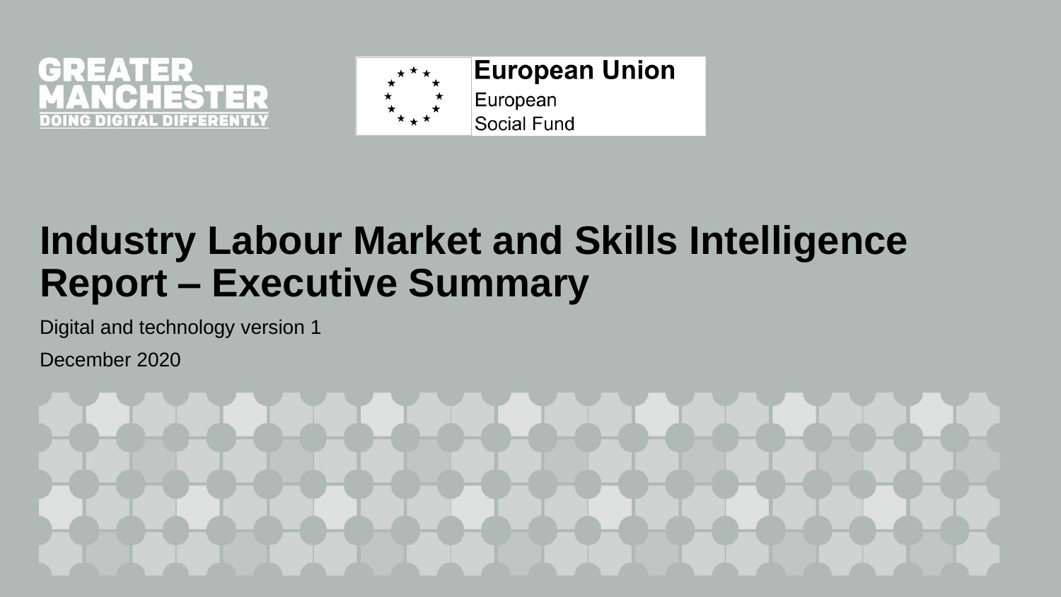GREATER MANCHESTER
DOING DIGITAL DIFFERENTLY

European Union
European
Social Fund

# Industry Labour Market and Skills Intelligence Report – Executive Summary

Digital and technology version 1

December 2020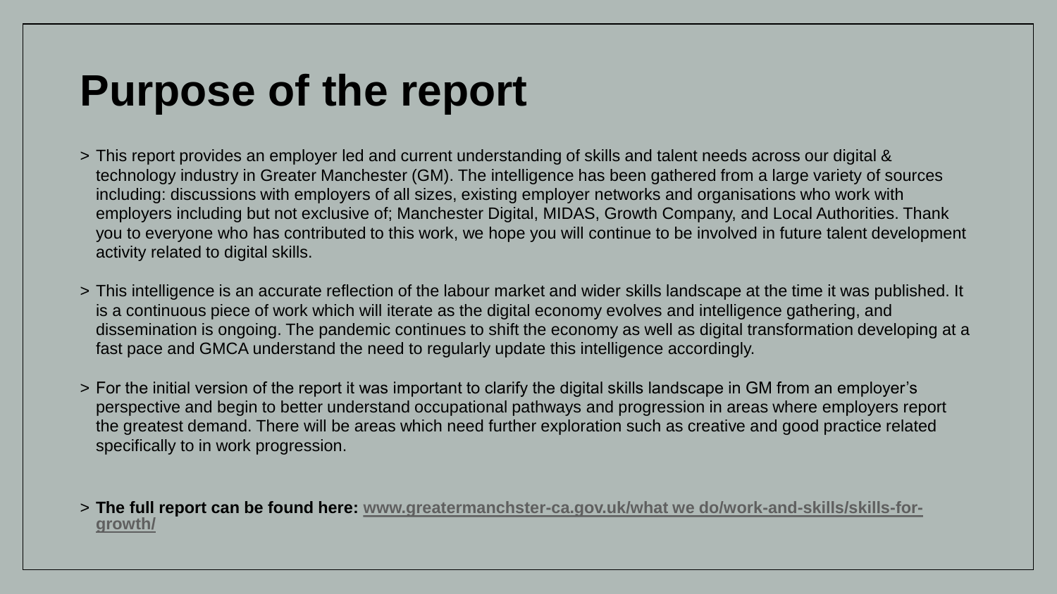# Purpose of the report

> This report provides an employer led and current understanding of skills and talent needs across our digital & technology industry in Greater Manchester (GM). The intelligence has been gathered from a large variety of sources including: discussions with employers of all sizes, existing employer networks and organisations who work with employers including but not exclusive of; Manchester Digital, MIDAS, Growth Company, and Local Authorities. Thank you to everyone who has contributed to this work, we hope you will continue to be involved in future talent development activity related to digital skills.

> This intelligence is an accurate reflection of the labour market and wider skills landscape at the time it was published. It is a continuous piece of work which will iterate as the digital economy evolves and intelligence gathering, and dissemination is ongoing. The pandemic continues to shift the economy as well as digital transformation developing at a fast pace and GMCA understand the need to regularly update this intelligence accordingly.

> For the initial version of the report it was important to clarify the digital skills landscape in GM from an employer's perspective and begin to better understand occupational pathways and progression in areas where employers report the greatest demand. There will be areas which need further exploration such as creative and good practice related specifically to in work progression.

> **The full report can be found here:** www.greatermanchster-ca.gov.uk/what we do/work-and-skills/skills-for-growth/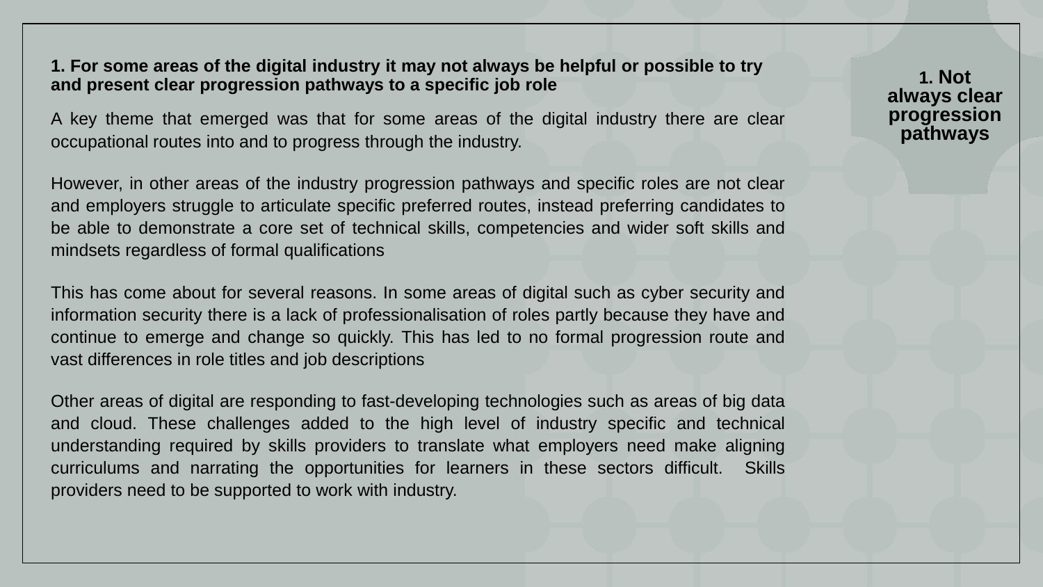**1. Not always clear progression pathways**

### 1. For some areas of the digital industry it may not always be helpful or possible to try and present clear progression pathways to a specific job role

A key theme that emerged was that for some areas of the digital industry there are clear occupational routes into and to progress through the industry.

However, in other areas of the industry progression pathways and specific roles are not clear and employers struggle to articulate specific preferred routes, instead preferring candidates to be able to demonstrate a core set of technical skills, competencies and wider soft skills and mindsets regardless of formal qualifications

This has come about for several reasons. In some areas of digital such as cyber security and information security there is a lack of professionalisation of roles partly because they have and continue to emerge and change so quickly. This has led to no formal progression route and vast differences in role titles and job descriptions

Other areas of digital are responding to fast-developing technologies such as areas of big data and cloud. These challenges added to the high level of industry specific and technical understanding required by skills providers to translate what employers need make aligning curriculums and narrating the opportunities for learners in these sectors difficult. Skills providers need to be supported to work with industry.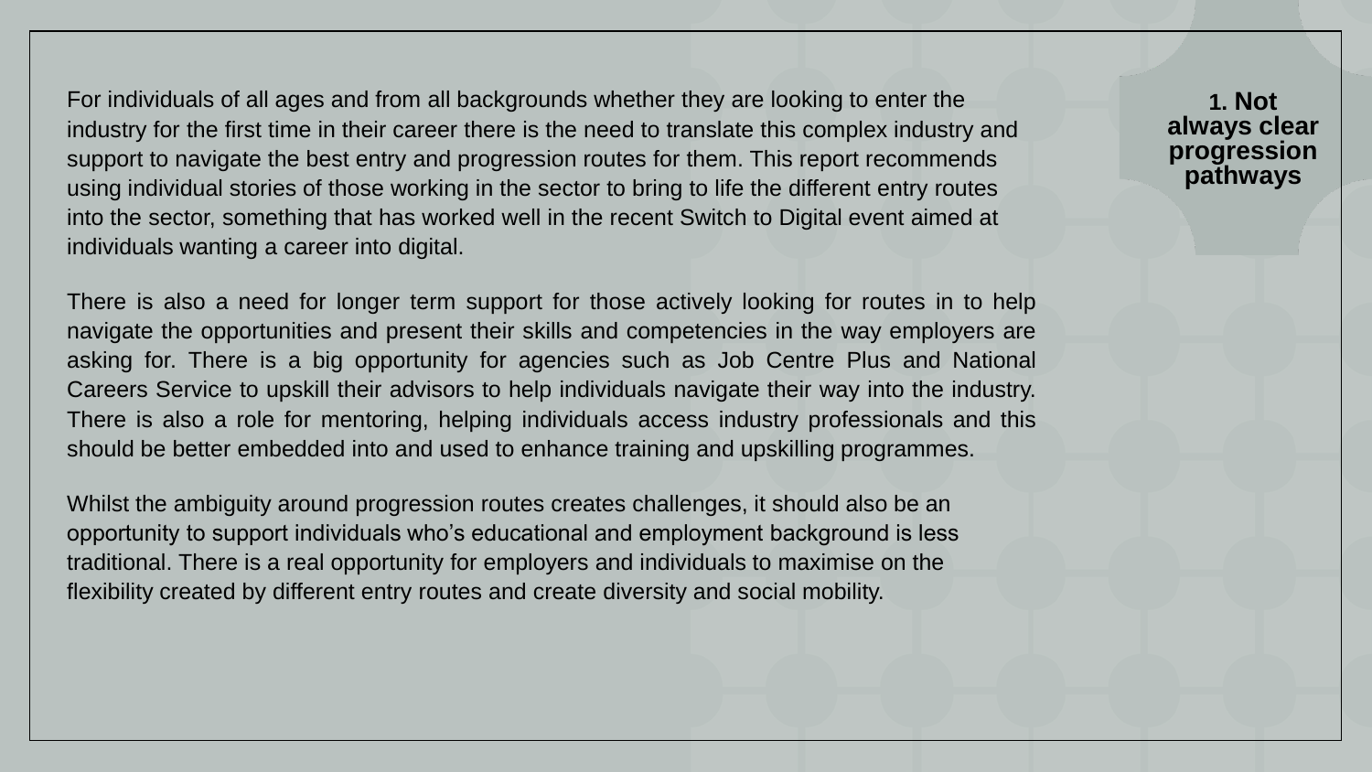## 1. Not always clear progression pathways

For individuals of all ages and from all backgrounds whether they are looking to enter the industry for the first time in their career there is the need to translate this complex industry and support to navigate the best entry and progression routes for them. This report recommends using individual stories of those working in the sector to bring to life the different entry routes into the sector, something that has worked well in the recent Switch to Digital event aimed at individuals wanting a career into digital.

There is also a need for longer term support for those actively looking for routes in to help navigate the opportunities and present their skills and competencies in the way employers are asking for. There is a big opportunity for agencies such as Job Centre Plus and National Careers Service to upskill their advisors to help individuals navigate their way into the industry. There is also a role for mentoring, helping individuals access industry professionals and this should be better embedded into and used to enhance training and upskilling programmes.

Whilst the ambiguity around progression routes creates challenges, it should also be an opportunity to support individuals who's educational and employment background is less traditional. There is a real opportunity for employers and individuals to maximise on the flexibility created by different entry routes and create diversity and social mobility.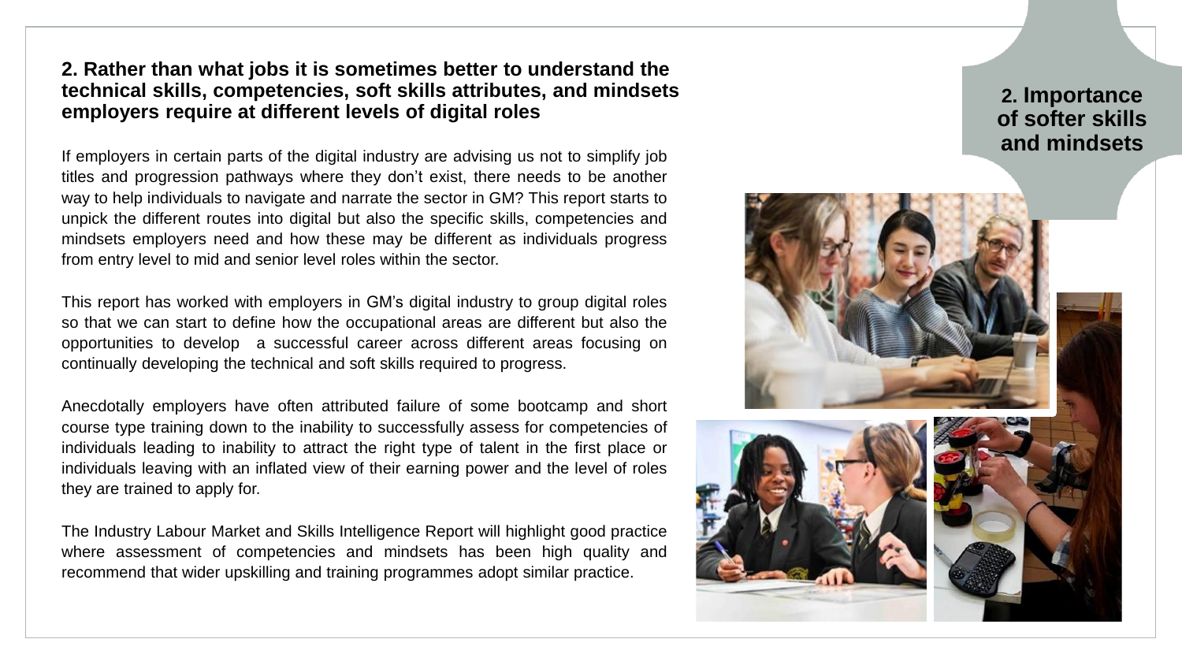## 2. Rather than what jobs it is sometimes better to understand the technical skills, competencies, soft skills attributes, and mindsets employers require at different levels of digital roles

If employers in certain parts of the digital industry are advising us not to simplify job titles and progression pathways where they don't exist, there needs to be another way to help individuals to navigate and narrate the sector in GM? This report starts to unpick the different routes into digital but also the specific skills, competencies and mindsets employers need and how these may be different as individuals progress from entry level to mid and senior level roles within the sector.

This report has worked with employers in GM's digital industry to group digital roles so that we can start to define how the occupational areas are different but also the opportunities to develop a successful career across different areas focusing on continually developing the technical and soft skills required to progress.

Anecdotally employers have often attributed failure of some bootcamp and short course type training down to the inability to successfully assess for competencies of individuals leading to inability to attract the right type of talent in the first place or individuals leaving with an inflated view of their earning power and the level of roles they are trained to apply for.

The Industry Labour Market and Skills Intelligence Report will highlight good practice where assessment of competencies and mindsets has been high quality and recommend that wider upskilling and training programmes adopt similar practice.

**2. Importance of softer skills and mindsets**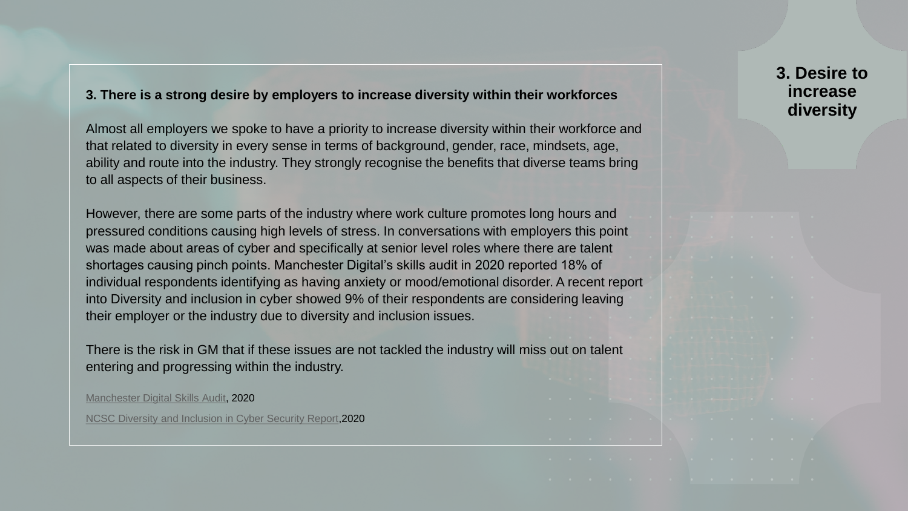# 3. Desire to increase diversity

**3. There is a strong desire by employers to increase diversity within their workforces**

Almost all employers we spoke to have a priority to increase diversity within their workforce and that related to diversity in every sense in terms of background, gender, race, mindsets, age, ability and route into the industry. They strongly recognise the benefits that diverse teams bring to all aspects of their business.

However, there are some parts of the industry where work culture promotes long hours and pressured conditions causing high levels of stress. In conversations with employers this point was made about areas of cyber and specifically at senior level roles where there are talent shortages causing pinch points. Manchester Digital's skills audit in 2020 reported 18% of individual respondents identifying as having anxiety or mood/emotional disorder. A recent report into Diversity and inclusion in cyber showed 9% of their respondents are considering leaving their employer or the industry due to diversity and inclusion issues.

There is the risk in GM that if these issues are not tackled the industry will miss out on talent entering and progressing within the industry.

Manchester Digital Skills Audit, 2020

NCSC Diversity and Inclusion in Cyber Security Report,2020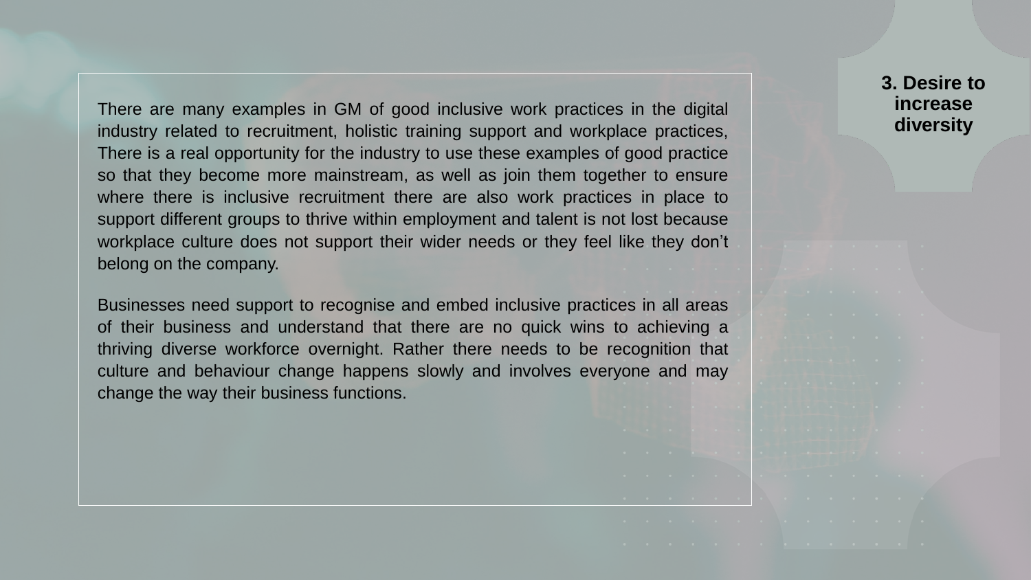## 3. Desire to increase diversity

There are many examples in GM of good inclusive work practices in the digital industry related to recruitment, holistic training support and workplace practices, There is a real opportunity for the industry to use these examples of good practice so that they become more mainstream, as well as join them together to ensure where there is inclusive recruitment there are also work practices in place to support different groups to thrive within employment and talent is not lost because workplace culture does not support their wider needs or they feel like they don't belong on the company.

Businesses need support to recognise and embed inclusive practices in all areas of their business and understand that there are no quick wins to achieving a thriving diverse workforce overnight. Rather there needs to be recognition that culture and behaviour change happens slowly and involves everyone and may change the way their business functions.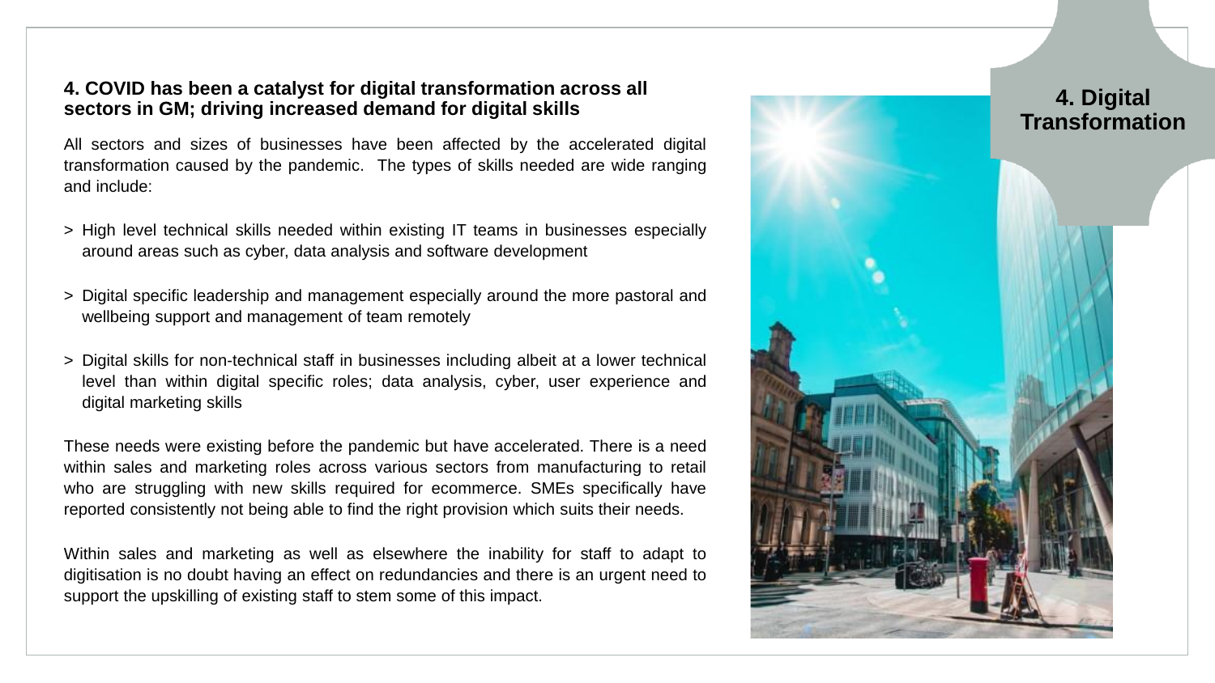## 4. Digital Transformation

### 4. COVID has been a catalyst for digital transformation across all sectors in GM; driving increased demand for digital skills

All sectors and sizes of businesses have been affected by the accelerated digital transformation caused by the pandemic. The types of skills needed are wide ranging and include:

- > High level technical skills needed within existing IT teams in businesses especially around areas such as cyber, data analysis and software development
- > Digital specific leadership and management especially around the more pastoral and wellbeing support and management of team remotely
- > Digital skills for non-technical staff in businesses including albeit at a lower technical level than within digital specific roles; data analysis, cyber, user experience and digital marketing skills

These needs were existing before the pandemic but have accelerated. There is a need within sales and marketing roles across various sectors from manufacturing to retail who are struggling with new skills required for ecommerce. SMEs specifically have reported consistently not being able to find the right provision which suits their needs.

Within sales and marketing as well as elsewhere the inability for staff to adapt to digitisation is no doubt having an effect on redundancies and there is an urgent need to support the upskilling of existing staff to stem some of this impact.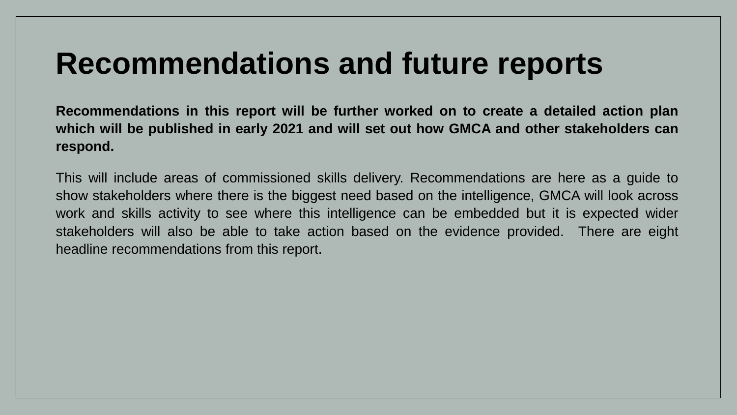# Recommendations and future reports

**Recommendations in this report will be further worked on to create a detailed action plan which will be published in early 2021 and will set out how GMCA and other stakeholders can respond.**

This will include areas of commissioned skills delivery. Recommendations are here as a guide to show stakeholders where there is the biggest need based on the intelligence, GMCA will look across work and skills activity to see where this intelligence can be embedded but it is expected wider stakeholders will also be able to take action based on the evidence provided. There are eight headline recommendations from this report.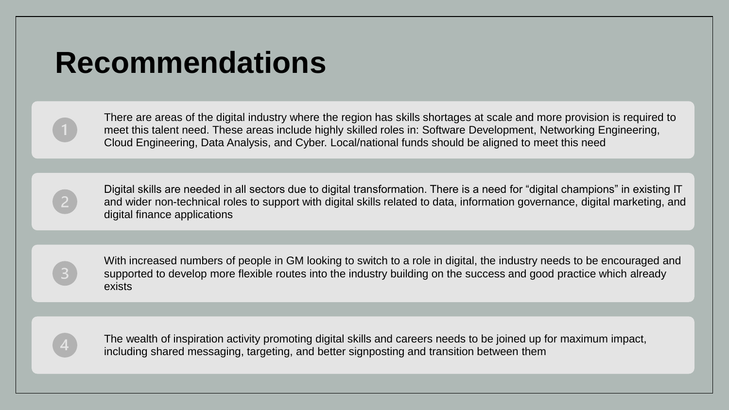# Recommendations

1. There are areas of the digital industry where the region has skills shortages at scale and more provision is required to meet this talent need. These areas include highly skilled roles in: Software Development, Networking Engineering, Cloud Engineering, Data Analysis, and Cyber. Local/national funds should be aligned to meet this need

2. Digital skills are needed in all sectors due to digital transformation. There is a need for “digital champions” in existing IT and wider non-technical roles to support with digital skills related to data, information governance, digital marketing, and digital finance applications

3. With increased numbers of people in GM looking to switch to a role in digital, the industry needs to be encouraged and supported to develop more flexible routes into the industry building on the success and good practice which already exists

4. The wealth of inspiration activity promoting digital skills and careers needs to be joined up for maximum impact, including shared messaging, targeting, and better signposting and transition between them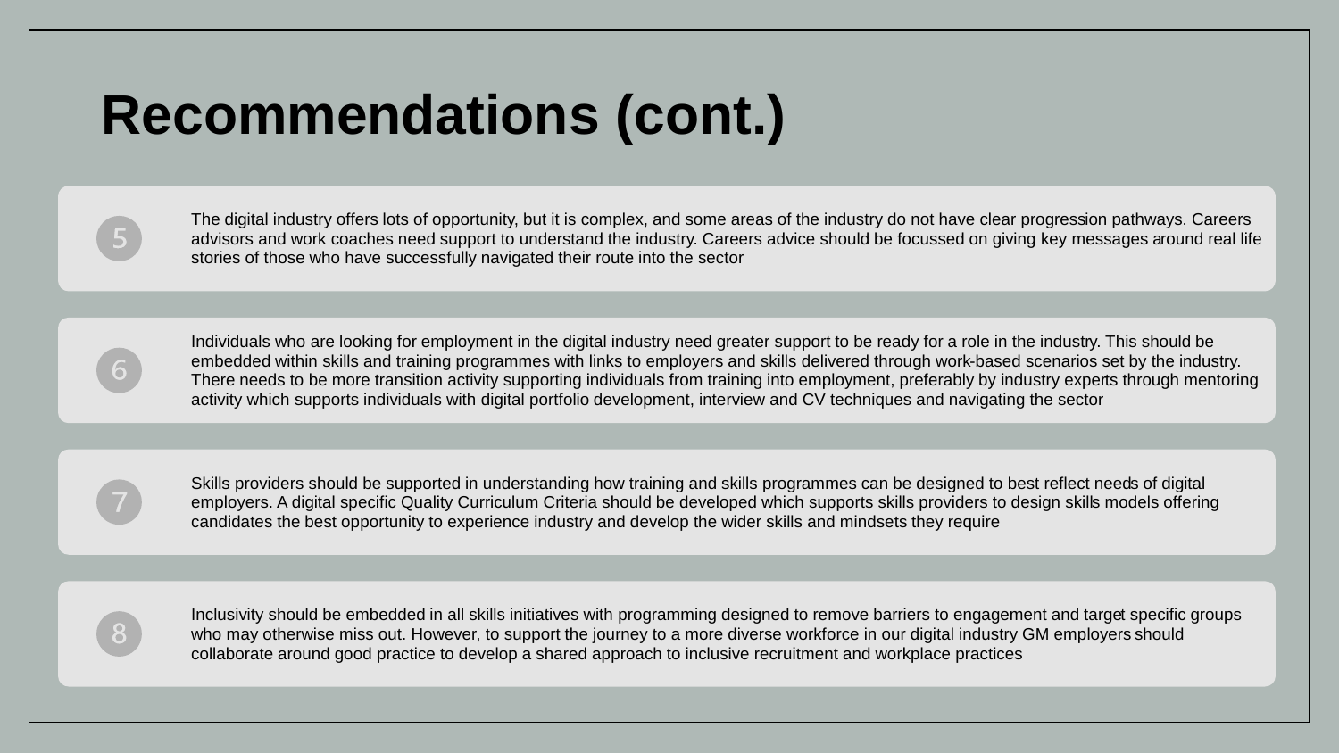# Recommendations (cont.)

5. The digital industry offers lots of opportunity, but it is complex, and some areas of the industry do not have clear progression pathways. Careers advisors and work coaches need support to understand the industry. Careers advice should be focussed on giving key messages around real life stories of those who have successfully navigated their route into the sector

6. Individuals who are looking for employment in the digital industry need greater support to be ready for a role in the industry. This should be embedded within skills and training programmes with links to employers and skills delivered through work-based scenarios set by the industry. There needs to be more transition activity supporting individuals from training into employment, preferably by industry experts through mentoring activity which supports individuals with digital portfolio development, interview and CV techniques and navigating the sector

7. Skills providers should be supported in understanding how training and skills programmes can be designed to best reflect needs of digital employers. A digital specific Quality Curriculum Criteria should be developed which supports skills providers to design skills models offering candidates the best opportunity to experience industry and develop the wider skills and mindsets they require

8. Inclusivity should be embedded in all skills initiatives with programming designed to remove barriers to engagement and target specific groups who may otherwise miss out. However, to support the journey to a more diverse workforce in our digital industry GM employers should collaborate around good practice to develop a shared approach to inclusive recruitment and workplace practices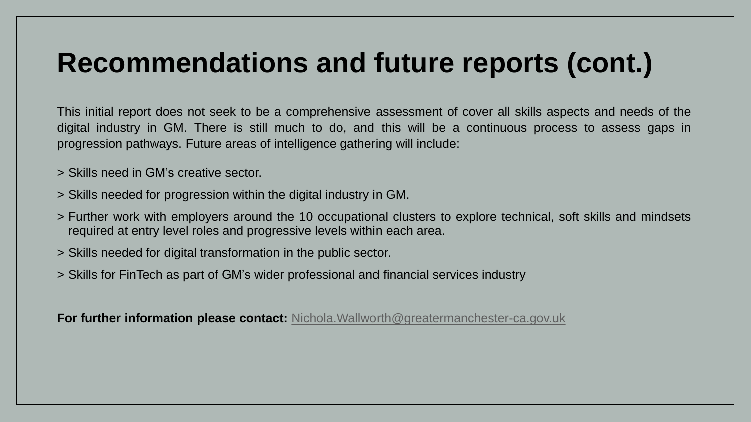# Recommendations and future reports (cont.)

This initial report does not seek to be a comprehensive assessment of cover all skills aspects and needs of the digital industry in GM. There is still much to do, and this will be a continuous process to assess gaps in progression pathways. Future areas of intelligence gathering will include:

> Skills need in GM's creative sector.

> Skills needed for progression within the digital industry in GM.

> Further work with employers around the 10 occupational clusters to explore technical, soft skills and mindsets required at entry level roles and progressive levels within each area.

> Skills needed for digital transformation in the public sector.

> Skills for FinTech as part of GM's wider professional and financial services industry

**For further information please contact:** Nichola.Wallworth@greatermanchester-ca.gov.uk